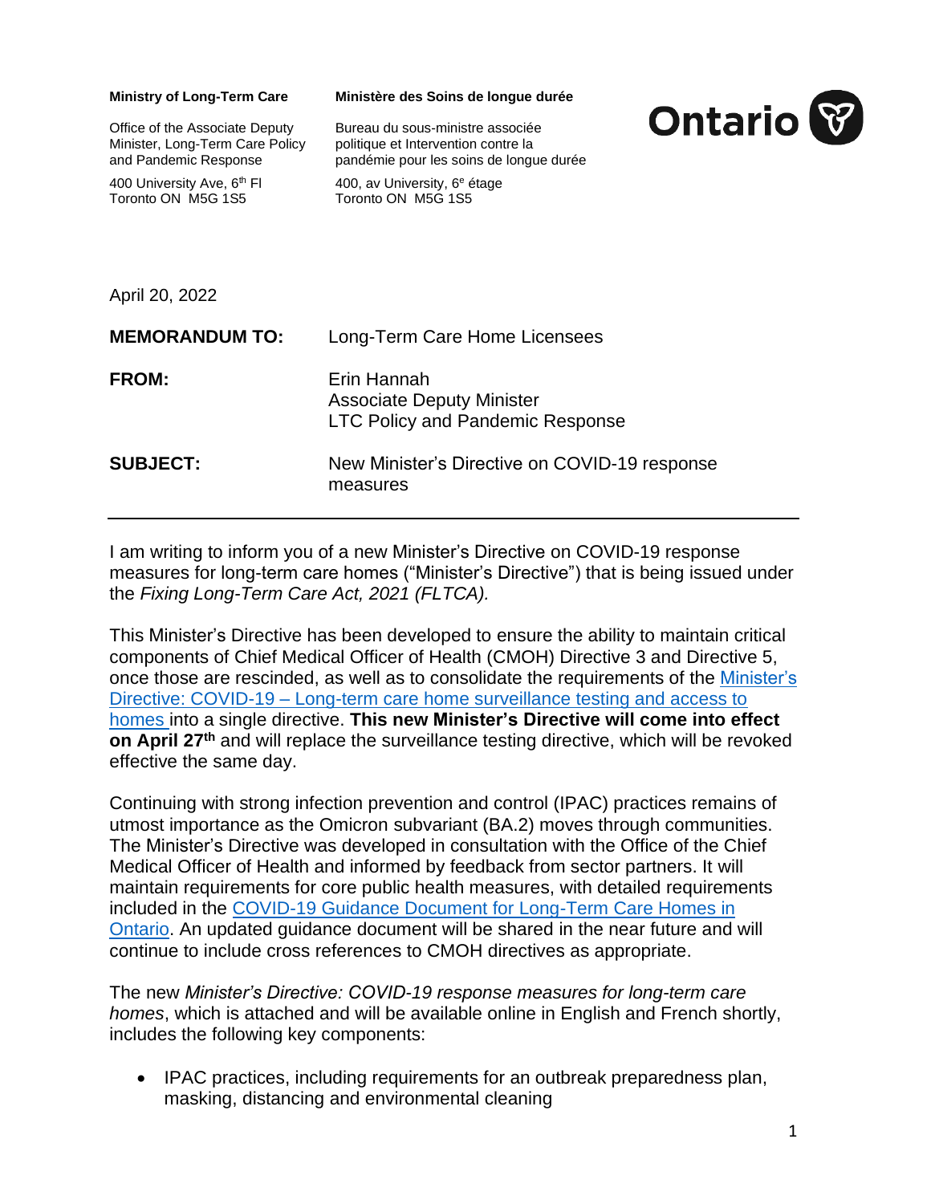**Ministry of Long-Term Care**

Office of the Associate Deputy Minister, Long-Term Care Policy and Pandemic Response

400 University Ave, 6th Fl
Toronto ON M5G 1S5

**Ministère des Soins de longue durée**

Bureau du sous-ministre associée politique et Intervention contre la pandémie pour les soins de longue durée

400, av University, 6e étage
Toronto ON M5G 1S5

April 20, 2022

**MEMORANDUM TO:** Long-Term Care Home Licensees

**FROM:** Erin Hannah
Associate Deputy Minister
LTC Policy and Pandemic Response

**SUBJECT:** New Minister's Directive on COVID-19 response measures

---

I am writing to inform you of a new Minister's Directive on COVID-19 response measures for long-term care homes ("Minister's Directive") that is being issued under the *Fixing Long-Term Care Act, 2021 (FLTCA).*

This Minister's Directive has been developed to ensure the ability to maintain critical components of Chief Medical Officer of Health (CMOH) Directive 3 and Directive 5, once those are rescinded, as well as to consolidate the requirements of the Minister's Directive: COVID-19 – Long-term care home surveillance testing and access to homes into a single directive. **This new Minister's Directive will come into effect on April 27th** and will replace the surveillance testing directive, which will be revoked effective the same day.

Continuing with strong infection prevention and control (IPAC) practices remains of utmost importance as the Omicron subvariant (BA.2) moves through communities. The Minister's Directive was developed in consultation with the Office of the Chief Medical Officer of Health and informed by feedback from sector partners. It will maintain requirements for core public health measures, with detailed requirements included in the COVID-19 Guidance Document for Long-Term Care Homes in Ontario. An updated guidance document will be shared in the near future and will continue to include cross references to CMOH directives as appropriate.

The new *Minister's Directive: COVID-19 response measures for long-term care homes*, which is attached and will be available online in English and French shortly, includes the following key components:

- IPAC practices, including requirements for an outbreak preparedness plan, masking, distancing and environmental cleaning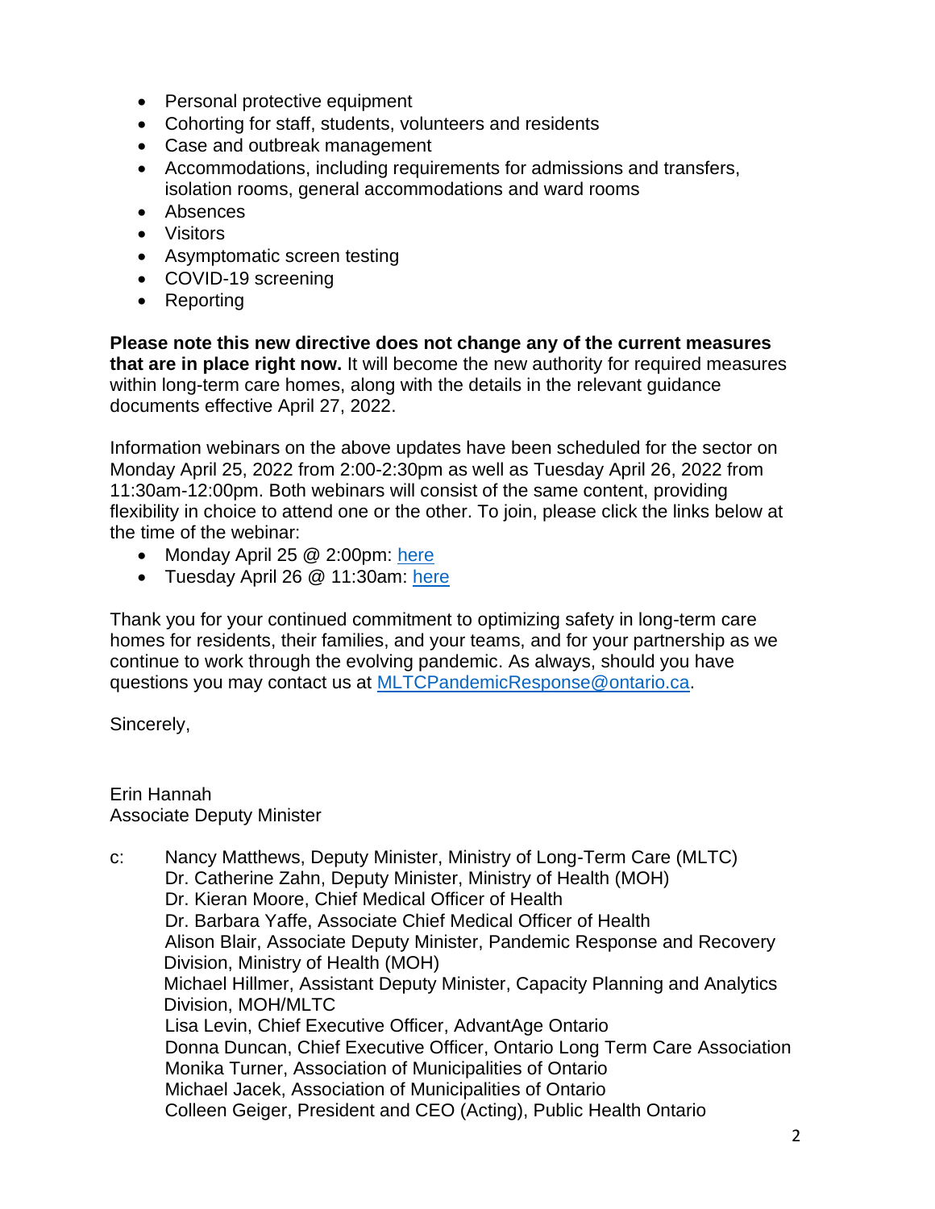- Personal protective equipment
- Cohorting for staff, students, volunteers and residents
- Case and outbreak management
- Accommodations, including requirements for admissions and transfers, isolation rooms, general accommodations and ward rooms
- Absences
- Visitors
- Asymptomatic screen testing
- COVID-19 screening
- Reporting

**Please note this new directive does not change any of the current measures that are in place right now.** It will become the new authority for required measures within long-term care homes, along with the details in the relevant guidance documents effective April 27, 2022.

Information webinars on the above updates have been scheduled for the sector on Monday April 25, 2022 from 2:00-2:30pm as well as Tuesday April 26, 2022 from 11:30am-12:00pm. Both webinars will consist of the same content, providing flexibility in choice to attend one or the other. To join, please click the links below at the time of the webinar:

- Monday April 25 @ 2:00pm: here
- Tuesday April 26 @ 11:30am: here

Thank you for your continued commitment to optimizing safety in long-term care homes for residents, their families, and your teams, and for your partnership as we continue to work through the evolving pandemic. As always, should you have questions you may contact us at MLTCPandemicResponse@ontario.ca.

Sincerely,

Erin Hannah
Associate Deputy Minister

c: Nancy Matthews, Deputy Minister, Ministry of Long-Term Care (MLTC)
Dr. Catherine Zahn, Deputy Minister, Ministry of Health (MOH)
Dr. Kieran Moore, Chief Medical Officer of Health
Dr. Barbara Yaffe, Associate Chief Medical Officer of Health
Alison Blair, Associate Deputy Minister, Pandemic Response and Recovery Division, Ministry of Health (MOH)
Michael Hillmer, Assistant Deputy Minister, Capacity Planning and Analytics Division, MOH/MLTC
Lisa Levin, Chief Executive Officer, AdvantAge Ontario
Donna Duncan, Chief Executive Officer, Ontario Long Term Care Association
Monika Turner, Association of Municipalities of Ontario
Michael Jacek, Association of Municipalities of Ontario
Colleen Geiger, President and CEO (Acting), Public Health Ontario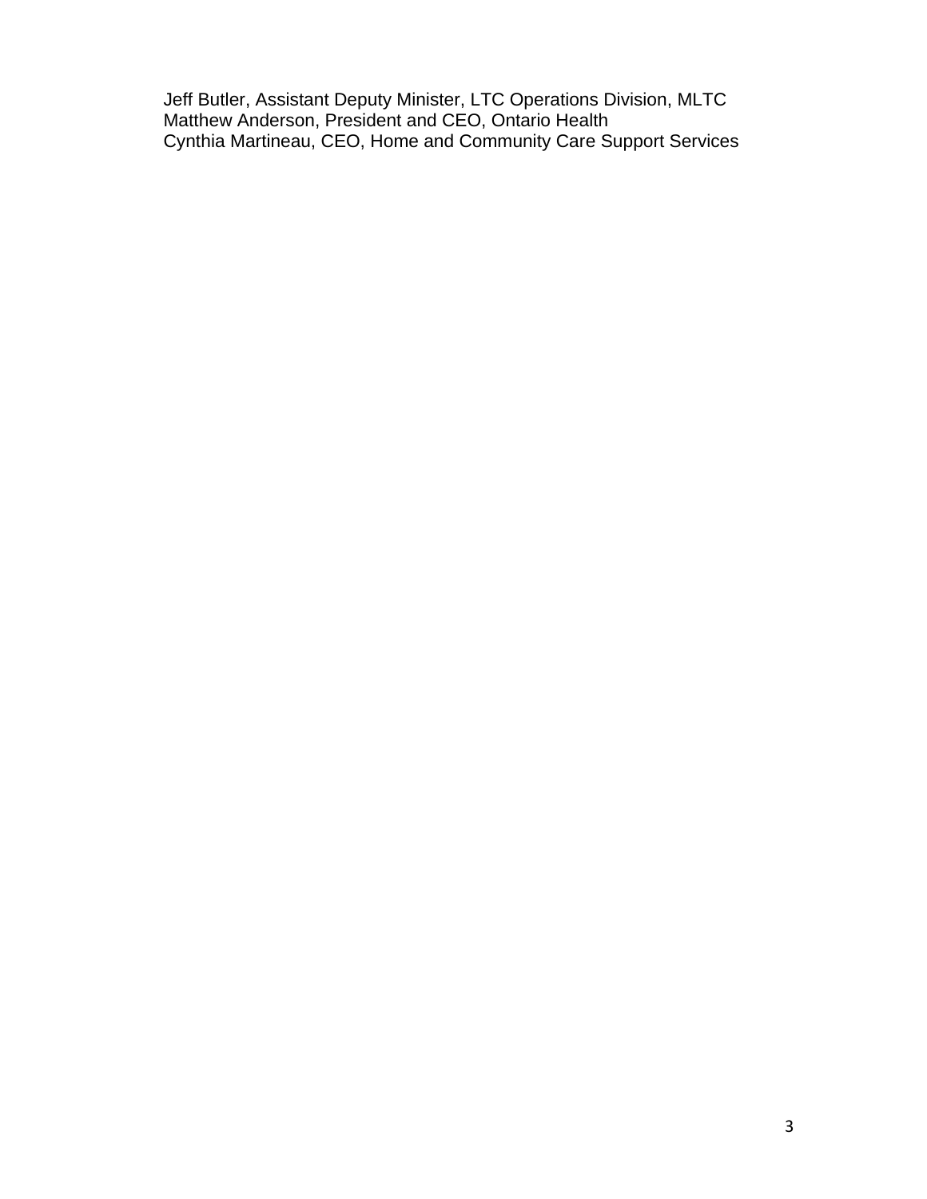Jeff Butler, Assistant Deputy Minister, LTC Operations Division, MLTC
Matthew Anderson, President and CEO, Ontario Health
Cynthia Martineau, CEO, Home and Community Care Support Services